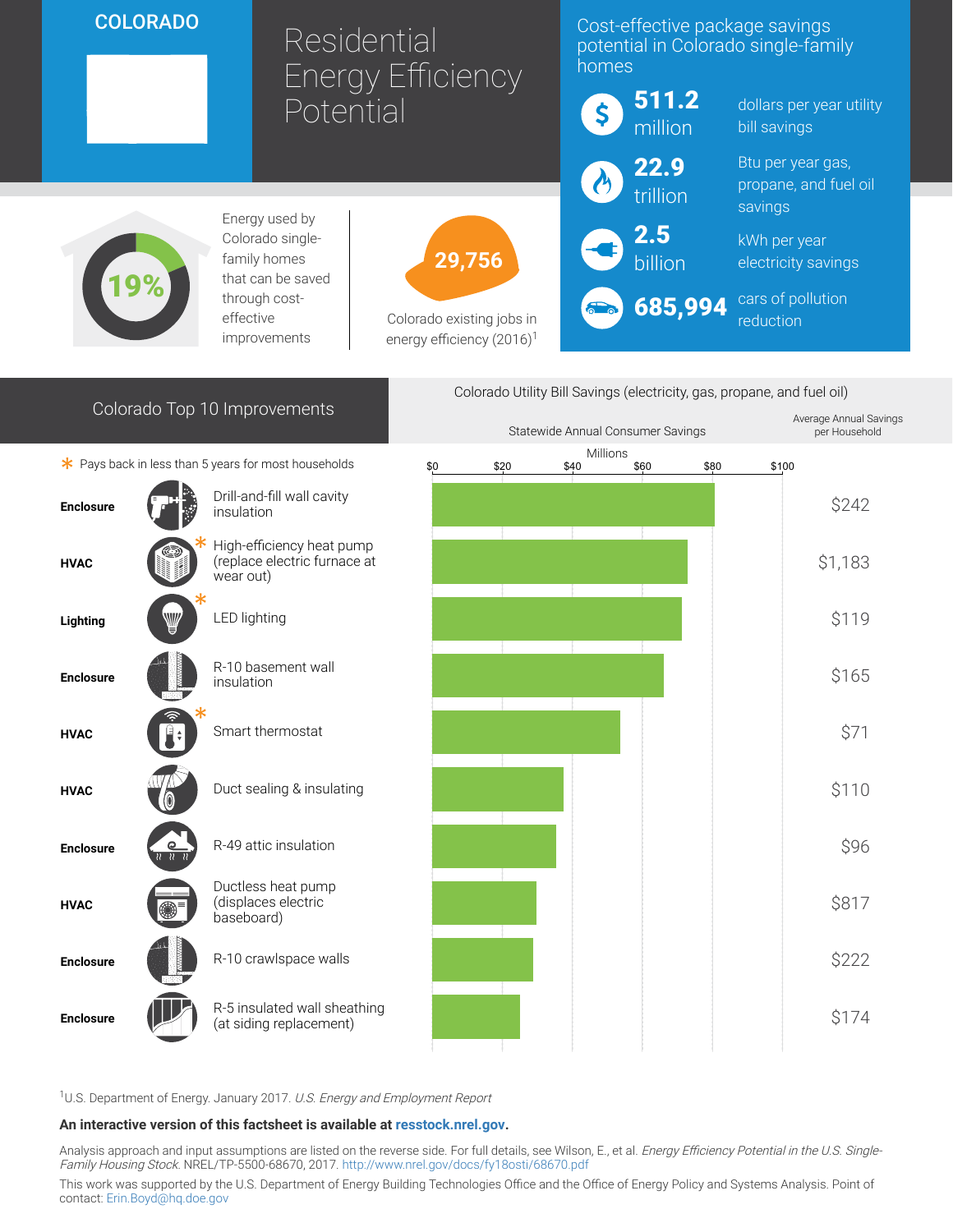**COLORADO**

# Residential Energy Efficiency Potential

## Cost-effective package savings potential in Colorado single-family homes

- **511.2 million** dollars per year utility bill savings
- **22.9 trillion** Btu per year gas, propane, and fuel oil savings
- **2.5 billion** kWh per year electricity savings
- **685,994** cars of pollution reduction

**19%** Energy used by Colorado single-family homes that can be saved through cost-effective improvements

**29,756** Colorado existing jobs in energy efficiency (2016)[1]

## Colorado Top 10 Improvements

\* Pays back in less than 5 years for most households

Colorado Utility Bill Savings (electricity, gas, propane, and fuel oil)

| Category | Improvement | Statewide Annual Consumer Savings (Millions) | Average Annual Savings per Household |
|---|---|---|---|
| Enclosure | Drill-and-fill wall cavity insulation | | $242 |
| HVAC | High-efficiency heat pump (replace electric furnace at wear out) * | | $1,183 |
| Lighting | LED lighting * | | $119 |
| Enclosure | R-10 basement wall insulation | | $165 |
| HVAC | Smart thermostat * | | $71 |
| HVAC | Duct sealing & insulating | | $110 |
| Enclosure | R-49 attic insulation | | $96 |
| HVAC | Ductless heat pump (displaces electric baseboard) | | $817 |
| Enclosure | R-10 crawlspace walls | | $222 |
| Enclosure | R-5 insulated wall sheathing (at siding replacement) | | $174 |

[1]U.S. Department of Energy. January 2017. *U.S. Energy and Employment Report*

**An interactive version of this factsheet is available at resstock.nrel.gov.**

Analysis approach and input assumptions are listed on the reverse side. For full details, see Wilson, E., et al. *Energy Efficiency Potential in the U.S. Single-Family Housing Stock.* NREL/TP-5500-68670, 2017. http://www.nrel.gov/docs/fy18osti/68670.pdf

This work was supported by the U.S. Department of Energy Building Technologies Office and the Office of Energy Policy and Systems Analysis. Point of contact: Erin.Boyd@hq.doe.gov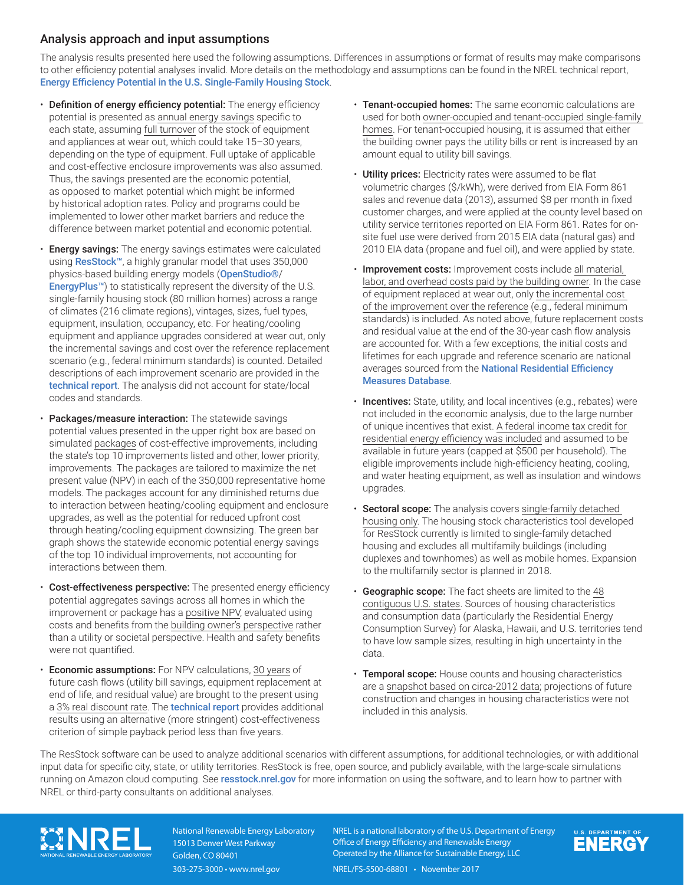## Analysis approach and input assumptions

The analysis results presented here used the following assumptions. Differences in assumptions or format of results may make comparisons to other efficiency potential analyses invalid. More details on the methodology and assumptions can be found in the NREL technical report, Energy Efficiency Potential in the U.S. Single-Family Housing Stock.

- **Definition of energy efficiency potential:** The energy efficiency potential is presented as annual energy savings specific to each state, assuming full turnover of the stock of equipment and appliances at wear out, which could take 15–30 years, depending on the type of equipment. Full uptake of applicable and cost-effective enclosure improvements was also assumed. Thus, the savings presented are the economic potential, as opposed to market potential which might be informed by historical adoption rates. Policy and programs could be implemented to lower other market barriers and reduce the difference between market potential and economic potential.
- **Energy savings:** The energy savings estimates were calculated using ResStock™, a highly granular model that uses 350,000 physics-based building energy models (OpenStudio®/EnergyPlus™) to statistically represent the diversity of the U.S. single-family housing stock (80 million homes) across a range of climates (216 climate regions), vintages, sizes, fuel types, equipment, insulation, occupancy, etc. For heating/cooling equipment and appliance upgrades considered at wear out, only the incremental savings and cost over the reference replacement scenario (e.g., federal minimum standards) is counted. Detailed descriptions of each improvement scenario are provided in the technical report. The analysis did not account for state/local codes and standards.
- **Packages/measure interaction:** The statewide savings potential values presented in the upper right box are based on simulated packages of cost-effective improvements, including the state's top 10 improvements listed and other, lower priority, improvements. The packages are tailored to maximize the net present value (NPV) in each of the 350,000 representative home models. The packages account for any diminished returns due to interaction between heating/cooling equipment and enclosure upgrades, as well as the potential for reduced upfront cost through heating/cooling equipment downsizing. The green bar graph shows the statewide economic potential energy savings of the top 10 individual improvements, not accounting for interactions between them.
- **Cost-effectiveness perspective:** The presented energy efficiency potential aggregates savings across all homes in which the improvement or package has a positive NPV, evaluated using costs and benefits from the building owner's perspective rather than a utility or societal perspective. Health and safety benefits were not quantified.
- **Economic assumptions:** For NPV calculations, 30 years of future cash flows (utility bill savings, equipment replacement at end of life, and residual value) are brought to the present using a 3% real discount rate. The technical report provides additional results using an alternative (more stringent) cost-effectiveness criterion of simple payback period less than five years.
- **Tenant-occupied homes:** The same economic calculations are used for both owner-occupied and tenant-occupied single-family homes. For tenant-occupied housing, it is assumed that either the building owner pays the utility bills or rent is increased by an amount equal to utility bill savings.
- **Utility prices:** Electricity rates were assumed to be flat volumetric charges ($/kWh), were derived from EIA Form 861 sales and revenue data (2013), assumed $8 per month in fixed customer charges, and were applied at the county level based on utility service territories reported on EIA Form 861. Rates for on-site fuel use were derived from 2015 EIA data (natural gas) and 2010 EIA data (propane and fuel oil), and were applied by state.
- **Improvement costs:** Improvement costs include all material, labor, and overhead costs paid by the building owner. In the case of equipment replaced at wear out, only the incremental cost of the improvement over the reference (e.g., federal minimum standards) is included. As noted above, future replacement costs and residual value at the end of the 30-year cash flow analysis are accounted for. With a few exceptions, the initial costs and lifetimes for each upgrade and reference scenario are national averages sourced from the National Residential Efficiency Measures Database.
- **Incentives:** State, utility, and local incentives (e.g., rebates) were not included in the economic analysis, due to the large number of unique incentives that exist. A federal income tax credit for residential energy efficiency was included and assumed to be available in future years (capped at $500 per household). The eligible improvements include high-efficiency heating, cooling, and water heating equipment, as well as insulation and windows upgrades.
- **Sectoral scope:** The analysis covers single-family detached housing only. The housing stock characteristics tool developed for ResStock currently is limited to single-family detached housing and excludes all multifamily buildings (including duplexes and townhomes) as well as mobile homes. Expansion to the multifamily sector is planned in 2018.
- **Geographic scope:** The fact sheets are limited to the 48 contiguous U.S. states. Sources of housing characteristics and consumption data (particularly the Residential Energy Consumption Survey) for Alaska, Hawaii, and U.S. territories tend to have low sample sizes, resulting in high uncertainty in the data.
- **Temporal scope:** House counts and housing characteristics are a snapshot based on circa-2012 data; projections of future construction and changes in housing characteristics were not included in this analysis.

The ResStock software can be used to analyze additional scenarios with different assumptions, for additional technologies, or with additional input data for specific city, state, or utility territories. ResStock is free, open source, and publicly available, with the large-scale simulations running on Amazon cloud computing. See resstock.nrel.gov for more information on using the software, and to learn how to partner with NREL or third-party consultants on additional analyses.

National Renewable Energy Laboratory
15013 Denver West Parkway
Golden, CO 80401
303-275-3000 • www.nrel.gov

NREL is a national laboratory of the U.S. Department of Energy
Office of Energy Efficiency and Renewable Energy
Operated by the Alliance for Sustainable Energy, LLC

NREL/FS-5500-68801 • November 2017